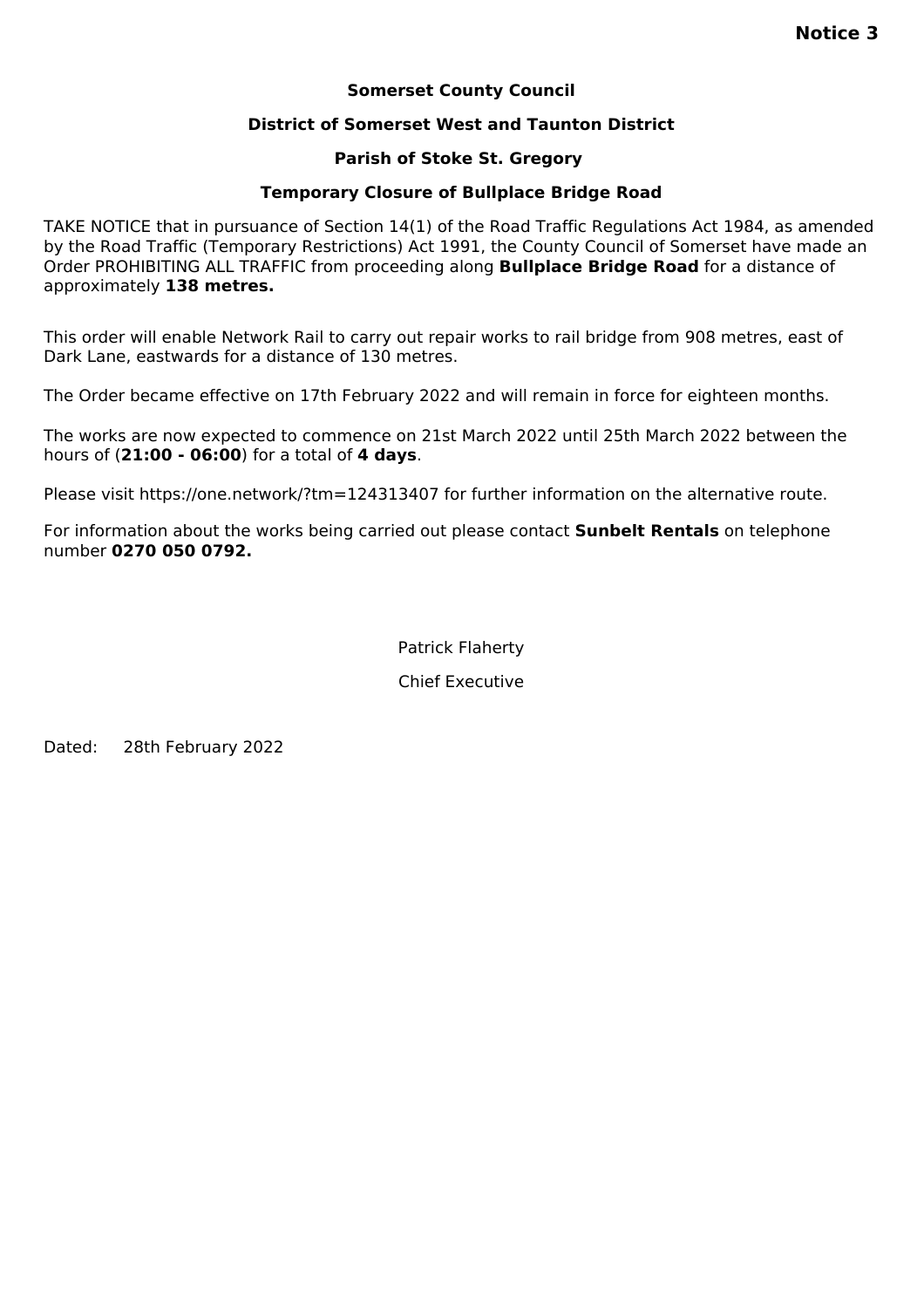**Notice 3**

**Somerset County Council**

**District of Somerset West and Taunton District**

**Parish of Stoke St. Gregory**

**Temporary Closure of Bullplace Bridge Road**

TAKE NOTICE that in pursuance of Section 14(1) of the Road Traffic Regulations Act 1984, as amended by the Road Traffic (Temporary Restrictions) Act 1991, the County Council of Somerset have made an Order PROHIBITING ALL TRAFFIC from proceeding along **Bullplace Bridge Road** for a distance of approximately **138 metres.**

This order will enable Network Rail to carry out repair works to rail bridge from 908 metres, east of Dark Lane, eastwards for a distance of 130 metres.

The Order became effective on 17th February 2022 and will remain in force for eighteen months.

The works are now expected to commence on 21st March 2022 until 25th March 2022 between the hours of (**21:00 - 06:00**) for a total of **4 days**.

Please visit https://one.network/?tm=124313407 for further information on the alternative route.

For information about the works being carried out please contact **Sunbelt Rentals** on telephone number **0270 050 0792.**

Patrick Flaherty

Chief Executive

Dated: 28th February 2022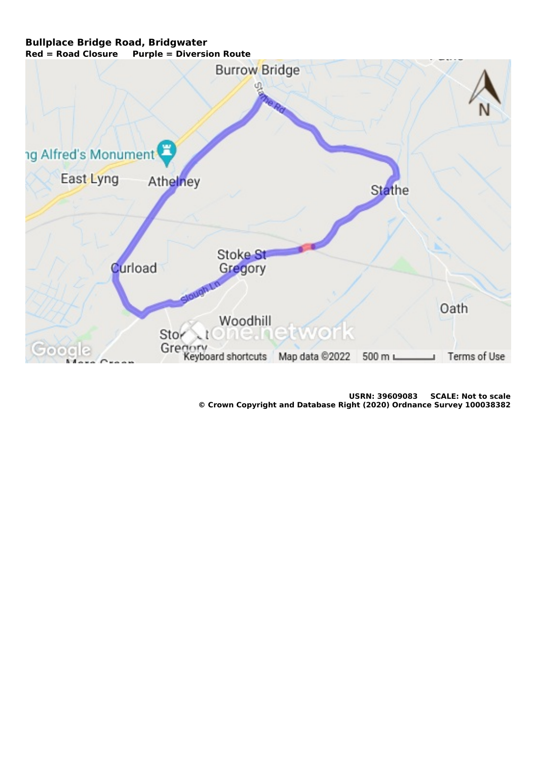**Bullplace Bridge Road, Bridgwater**
**Red = Road Closure     Purple = Diversion Route**

**USRN: 39609083     SCALE: Not to scale**
**© Crown Copyright and Database Right (2020) Ordnance Survey 100038382**